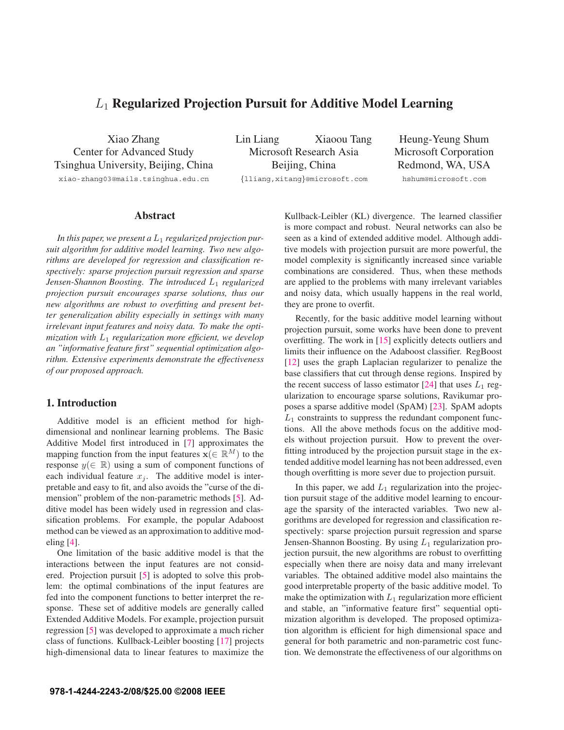# $L_1$ Regularized Projection Pursuit for Additive Model Learning

Xiao Zhang
Center for Advanced Study
Tsinghua University, Beijing, China
xiao-zhang03@mails.tsinghua.edu.cn

Lin Liang Xiaoou Tang
Microsoft Research Asia
Beijing, China
{lliang,xitang}@microsoft.com

Heung-Yeung Shum
Microsoft Corporation
Redmond, WA, USA
hshum@microsoft.com

## Abstract

*In this paper, we present a $L_1$ regularized projection pursuit algorithm for additive model learning. Two new algorithms are developed for regression and classification respectively: sparse projection pursuit regression and sparse Jensen-Shannon Boosting. The introduced $L_1$ regularized projection pursuit encourages sparse solutions, thus our new algorithms are robust to overfitting and present better generalization ability especially in settings with many irrelevant input features and noisy data. To make the optimization with $L_1$ regularization more efficient, we develop an "informative feature first" sequential optimization algorithm. Extensive experiments demonstrate the effectiveness of our proposed approach.*

## 1. Introduction

Additive model is an efficient method for high-dimensional and nonlinear learning problems. The Basic Additive Model first introduced in [7] approximates the mapping function from the input features $\mathbf{x}(\in \mathbb{R}^M)$ to the response $y(\in \mathbb{R})$ using a sum of component functions of each individual feature $x_j$. The additive model is interpretable and easy to fit, and also avoids the "curse of the dimension" problem of the non-parametric methods [5]. Additive model has been widely used in regression and classification problems. For example, the popular Adaboost method can be viewed as an approximation to additive modeling [4].

One limitation of the basic additive model is that the interactions between the input features are not considered. Projection pursuit [5] is adopted to solve this problem: the optimal combinations of the input features are fed into the component functions to better interpret the response. These set of additive models are generally called Extended Additive Models. For example, projection pursuit regression [5] was developed to approximate a much richer class of functions. Kullback-Leibler boosting [17] projects high-dimensional data to linear features to maximize the Kullback-Leibler (KL) divergence. The learned classifier is more compact and robust. Neural networks can also be seen as a kind of extended additive model. Although additive models with projection pursuit are more powerful, the model complexity is significantly increased since variable combinations are considered. Thus, when these methods are applied to the problems with many irrelevant variables and noisy data, which usually happens in the real world, they are prone to overfit.

Recently, for the basic additive model learning without projection pursuit, some works have been done to prevent overfitting. The work in [15] explicitly detects outliers and limits their influence on the Adaboost classifier. RegBoost [12] uses the graph Laplacian regularizer to penalize the base classifiers that cut through dense regions. Inspired by the recent success of lasso estimator [24] that uses $L_1$ regularization to encourage sparse solutions, Ravikumar proposes a sparse additive model (SpAM) [23]. SpAM adopts $L_1$ constraints to suppress the redundant component functions. All the above methods focus on the additive models without projection pursuit. How to prevent the overfitting introduced by the projection pursuit stage in the extended additive model learning has not been addressed, even though overfitting is more sever due to projection pursuit.

In this paper, we add $L_1$ regularization into the projection pursuit stage of the additive model learning to encourage the sparsity of the interacted variables. Two new algorithms are developed for regression and classification respectively: sparse projection pursuit regression and sparse Jensen-Shannon Boosting. By using $L_1$ regularization projection pursuit, the new algorithms are robust to overfitting especially when there are noisy data and many irrelevant variables. The obtained additive model also maintains the good interpretable property of the basic additive model. To make the optimization with $L_1$ regularization more efficient and stable, an "informative feature first" sequential optimization algorithm is developed. The proposed optimization algorithm is efficient for high dimensional space and general for both parametric and non-parametric cost function. We demonstrate the effectiveness of our algorithms on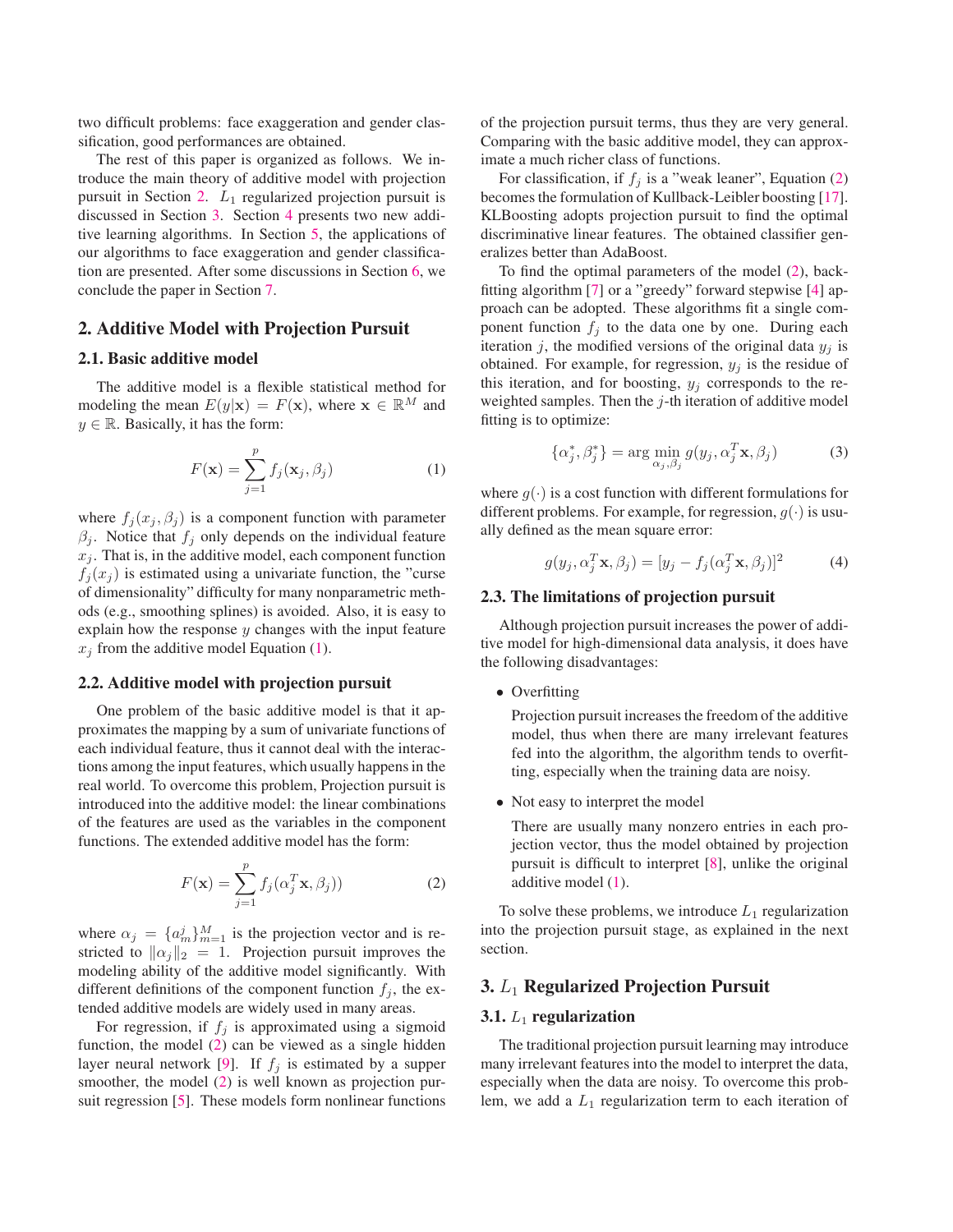two difficult problems: face exaggeration and gender classification, good performances are obtained.

The rest of this paper is organized as follows. We introduce the main theory of additive model with projection pursuit in Section 2. $L_1$ regularized projection pursuit is discussed in Section 3. Section 4 presents two new additive learning algorithms. In Section 5, the applications of our algorithms to face exaggeration and gender classification are presented. After some discussions in Section 6, we conclude the paper in Section 7.

## 2. Additive Model with Projection Pursuit

### 2.1. Basic additive model

The additive model is a flexible statistical method for modeling the mean $E(y|\mathbf{x}) = F(\mathbf{x})$, where $\mathbf{x} \in \mathbb{R}^M$ and $y \in \mathbb{R}$. Basically, it has the form:

$$F(\mathbf{x}) = \sum_{j=1}^{p} f_j(\mathbf{x}_j, \beta_j) \tag{1}$$

where $f_j(x_j, \beta_j)$ is a component function with parameter $\beta_j$. Notice that $f_j$ only depends on the individual feature $x_j$. That is, in the additive model, each component function $f_j(x_j)$ is estimated using a univariate function, the "curse of dimensionality" difficulty for many nonparametric methods (e.g., smoothing splines) is avoided. Also, it is easy to explain how the response $y$ changes with the input feature $x_j$ from the additive model Equation (1).

### 2.2. Additive model with projection pursuit

One problem of the basic additive model is that it approximates the mapping by a sum of univariate functions of each individual feature, thus it cannot deal with the interactions among the input features, which usually happens in the real world. To overcome this problem, Projection pursuit is introduced into the additive model: the linear combinations of the features are used as the variables in the component functions. The extended additive model has the form:

$$F(\mathbf{x}) = \sum_{j=1}^{p} f_j(\alpha_j^T \mathbf{x}, \beta_j)) \tag{2}$$

where $\alpha_j = \{a_m^j\}_{m=1}^M$ is the projection vector and is restricted to $\|\alpha_j\|_2 = 1$. Projection pursuit improves the modeling ability of the additive model significantly. With different definitions of the component function $f_j$, the extended additive models are widely used in many areas.

For regression, if $f_j$ is approximated using a sigmoid function, the model (2) can be viewed as a single hidden layer neural network [9]. If $f_j$ is estimated by a supper smoother, the model (2) is well known as projection pursuit regression [5]. These models form nonlinear functions of the projection pursuit terms, thus they are very general. Comparing with the basic additive model, they can approximate a much richer class of functions.

For classification, if $f_j$ is a "weak leaner", Equation (2) becomes the formulation of Kullback-Leibler boosting [17]. KLBoosting adopts projection pursuit to find the optimal discriminative linear features. The obtained classifier generalizes better than AdaBoost.

To find the optimal parameters of the model (2), backfitting algorithm [7] or a "greedy" forward stepwise [4] approach can be adopted. These algorithms fit a single component function $f_j$ to the data one by one. During each iteration $j$, the modified versions of the original data $y_j$ is obtained. For example, for regression, $y_j$ is the residue of this iteration, and for boosting, $y_j$ corresponds to the reweighted samples. Then the $j$-th iteration of additive model fitting is to optimize:

$$\{\alpha_j^*, \beta_j^*\} = \arg\min_{\alpha_j, \beta_j} g(y_j, \alpha_j^T \mathbf{x}, \beta_j) \tag{3}$$

where $g(\cdot)$ is a cost function with different formulations for different problems. For example, for regression, $g(\cdot)$ is usually defined as the mean square error:

$$g(y_j, \alpha_j^T \mathbf{x}, \beta_j) = [y_j - f_j(\alpha_j^T \mathbf{x}, \beta_j)]^2 \tag{4}$$

### 2.3. The limitations of projection pursuit

Although projection pursuit increases the power of additive model for high-dimensional data analysis, it does have the following disadvantages:

- Overfitting

  Projection pursuit increases the freedom of the additive model, thus when there are many irrelevant features fed into the algorithm, the algorithm tends to overfitting, especially when the training data are noisy.

- Not easy to interpret the model

  There are usually many nonzero entries in each projection vector, thus the model obtained by projection pursuit is difficult to interpret [8], unlike the original additive model (1).

To solve these problems, we introduce $L_1$ regularization into the projection pursuit stage, as explained in the next section.

## 3. $L_1$ Regularized Projection Pursuit

### 3.1. $L_1$ regularization

The traditional projection pursuit learning may introduce many irrelevant features into the model to interpret the data, especially when the data are noisy. To overcome this problem, we add a $L_1$ regularization term to each iteration of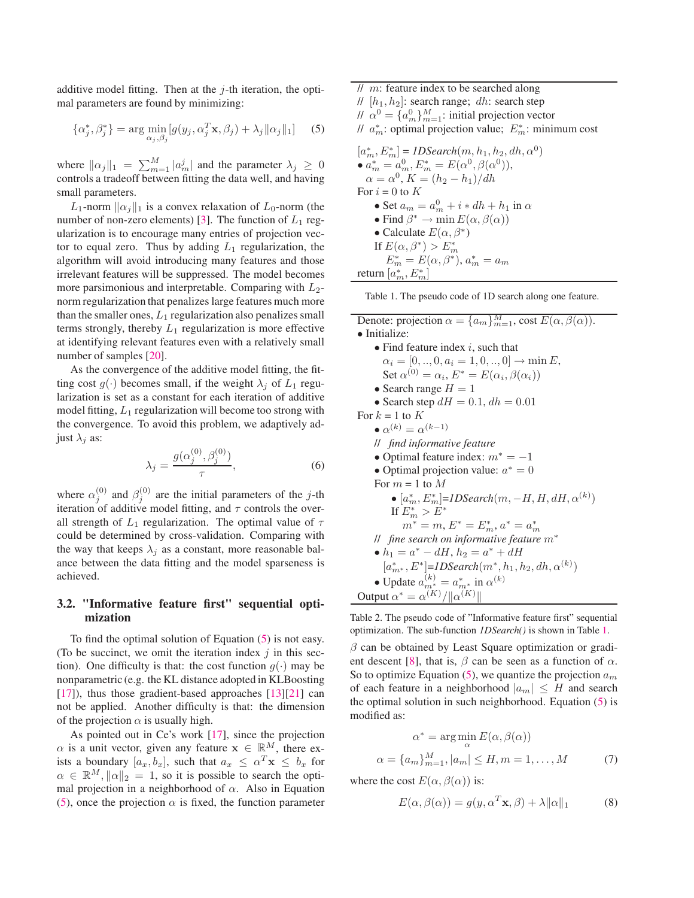additive model fitting. Then at the $j$-th iteration, the optimal parameters are found by minimizing:

$$\{\alpha_j^*, \beta_j^*\} = \arg\min_{\alpha_j, \beta_j} [g(y_j, \alpha_j^T \mathbf{x}, \beta_j) + \lambda_j \|\alpha_j\|_1] \quad (5)$$

where $\|\alpha_j\|_1 = \sum_{m=1}^{M} |a_m^j|$ and the parameter $\lambda_j \geq 0$ controls a tradeoff between fitting the data well, and having small parameters.

$L_1$-norm $\|\alpha_j\|_1$ is a convex relaxation of $L_0$-norm (the number of non-zero elements) [3]. The function of $L_1$ regularization is to encourage many entries of projection vector to equal zero. Thus by adding $L_1$ regularization, the algorithm will avoid introducing many features and those irrelevant features will be suppressed. The model becomes more parsimonious and interpretable. Comparing with $L_2$-norm regularization that penalizes large features much more than the smaller ones, $L_1$ regularization also penalizes small terms strongly, thereby $L_1$ regularization is more effective at identifying relevant features even with a relatively small number of samples [20].

As the convergence of the additive model fitting, the fitting cost $g(\cdot)$ becomes small, if the weight $\lambda_j$ of $L_1$ regularization is set as a constant for each iteration of additive model fitting, $L_1$ regularization will become too strong with the convergence. To avoid this problem, we adaptively adjust $\lambda_j$ as:

$$\lambda_j = \frac{g(\alpha_j^{(0)}, \beta_j^{(0)})}{\tau}, \quad (6)$$

where $\alpha_j^{(0)}$ and $\beta_j^{(0)}$ are the initial parameters of the $j$-th iteration of additive model fitting, and $\tau$ controls the overall strength of $L_1$ regularization. The optimal value of $\tau$ could be determined by cross-validation. Comparing with the way that keeps $\lambda_j$ as a constant, more reasonable balance between the data fitting and the model sparseness is achieved.

### 3.2. "Informative feature first" sequential optimization

To find the optimal solution of Equation (5) is not easy. (To be succinct, we omit the iteration index $j$ in this section). One difficulty is that: the cost function $g(\cdot)$ may be nonparametric (e.g. the KL distance adopted in KLBoosting [17]), thus those gradient-based approaches [13][21] can not be applied. Another difficulty is that: the dimension of the projection $\alpha$ is usually high.

As pointed out in Ce's work [17], since the projection $\alpha$ is a unit vector, given any feature $\mathbf{x} \in \mathbb{R}^M$, there exists a boundary $[a_x, b_x]$, such that $a_x \leq \alpha^T \mathbf{x} \leq b_x$ for $\alpha \in \mathbb{R}^M, \|\alpha\|_2 = 1$, so it is possible to search the optimal projection in a neighborhood of $\alpha$. Also in Equation (5), once the projection $\alpha$ is fixed, the function parameter $\beta$ can be obtained by Least Square optimization or gradient descent [8], that is, $\beta$ can be seen as a function of $\alpha$. So to optimize Equation (5), we quantize the projection $a_m$ of each feature in a neighborhood $|a_m| \leq H$ and search the optimal solution in such neighborhood. Equation (5) is modified as:

$$\alpha^* = \arg\min_{\alpha} E(\alpha, \beta(\alpha))$$
$$\alpha = \{a_m\}_{m=1}^{M}, |a_m| \leq H, m = 1, \ldots, M \quad (7)$$

where the cost $E(\alpha, \beta(\alpha))$ is:

$$E(\alpha, \beta(\alpha)) = g(y, \alpha^T \mathbf{x}, \beta) + \lambda \|\alpha\|_1 \quad (8)$$

```
// m: feature index to be searched along
// [h1, h2]: search range; dh: search step
// α^0 = {a^0_m}^M_{m=1}: initial projection vector
// a*_m: optimal projection value; E*_m: minimum cost

[a*_m, E*_m] = 1DSearch(m, h1, h2, dh, α^0)
• a*_m = a^0_m, E*_m = E(α^0, β(α^0)),
  α = α^0, K = (h2 − h1)/dh
For i = 0 to K
    • Set a_m = a^0_m + i * dh + h1 in α
    • Find β* → min E(α, β(α))
    • Calculate E(α, β*)
    If E(α, β*) > E*_m
        E*_m = E(α, β*), a*_m = a_m
return [a*_m, E*_m]
```

Table 1. The pseudo code of 1D search along one feature.

```
Denote: projection α = {a_m}^M_{m=1}, cost E(α, β(α)).
• Initialize:
    • Find feature index i, such that
      α_i = [0, .., 0, a_i = 1, 0, .., 0] → min E,
      Set α^(0) = α_i, E* = E(α_i, β(α_i))
    • Search range H = 1
    • Search step dH = 0.1, dh = 0.01
For k = 1 to K
    • α^(k) = α^(k−1)
    // find informative feature
    • Optimal feature index: m* = −1
    • Optimal projection value: a* = 0
    For m = 1 to M
        • [a*_m, E*_m]=1DSearch(m, −H, H, dH, α^(k))
        If E*_m > E*
            m* = m, E* = E*_m, a* = a*_m
    // fine search on informative feature m*
    • h1 = a* − dH, h2 = a* + dH
      [a*_{m*}, E*]=1DSearch(m*, h1, h2, dh, α^(k))
    • Update a^(k)_{m*} = a*_{m*} in α^(k)
Output α* = α^(K)/‖α^(K)‖
```

Table 2. The pseudo code of "Informative feature first" sequential optimization. The sub-function *1DSearch()* is shown in Table 1.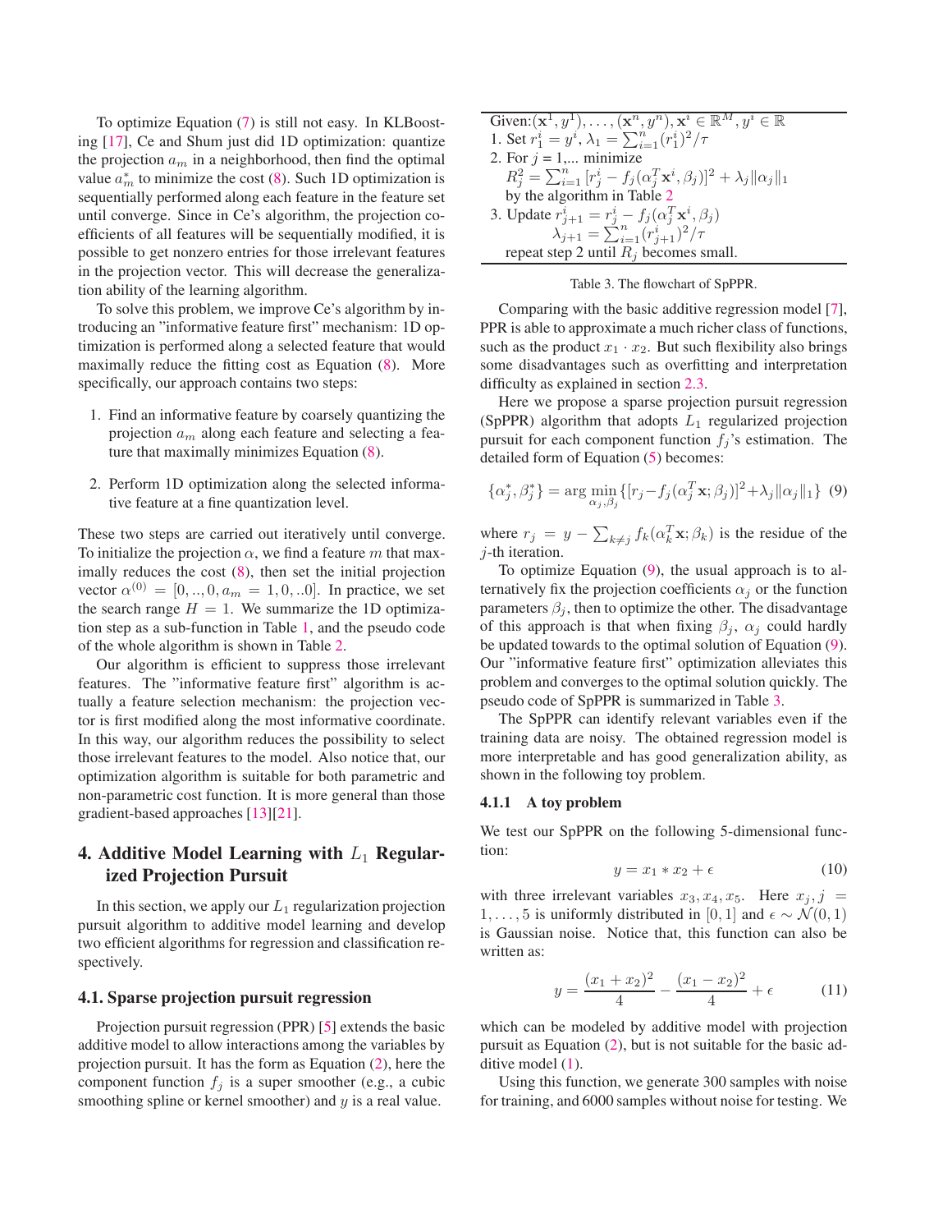To optimize Equation (7) is still not easy. In KLBoosting [17], Ce and Shum just did 1D optimization: quantize the projection $a_m$ in a neighborhood, then find the optimal value $a_m^*$ to minimize the cost (8). Such 1D optimization is sequentially performed along each feature in the feature set until converge. Since in Ce's algorithm, the projection coefficients of all features will be sequentially modified, it is possible to get nonzero entries for those irrelevant features in the projection vector. This will decrease the generalization ability of the learning algorithm.

To solve this problem, we improve Ce's algorithm by introducing an "informative feature first" mechanism: 1D optimization is performed along a selected feature that would maximally reduce the fitting cost as Equation (8). More specifically, our approach contains two steps:

1. Find an informative feature by coarsely quantizing the projection $a_m$ along each feature and selecting a feature that maximally minimizes Equation (8).
2. Perform 1D optimization along the selected informative feature at a fine quantization level.

These two steps are carried out iteratively until converge. To initialize the projection $\alpha$, we find a feature $m$ that maximally reduces the cost (8), then set the initial projection vector $\alpha^{(0)} = [0, .., 0, a_m = 1, 0, ..0]$. In practice, we set the search range $H = 1$. We summarize the 1D optimization step as a sub-function in Table 1, and the pseudo code of the whole algorithm is shown in Table 2.

Our algorithm is efficient to suppress those irrelevant features. The "informative feature first" algorithm is actually a feature selection mechanism: the projection vector is first modified along the most informative coordinate. In this way, our algorithm reduces the possibility to select those irrelevant features to the model. Also notice that, our optimization algorithm is suitable for both parametric and non-parametric cost function. It is more general than those gradient-based approaches [13][21].

## 4. Additive Model Learning with $L_1$ Regularized Projection Pursuit

In this section, we apply our $L_1$ regularization projection pursuit algorithm to additive model learning and develop two efficient algorithms for regression and classification respectively.

### 4.1. Sparse projection pursuit regression

Projection pursuit regression (PPR) [5] extends the basic additive model to allow interactions among the variables by projection pursuit. It has the form as Equation (2), here the component function $f_j$ is a super smoother (e.g., a cubic smoothing spline or kernel smoother) and $y$ is a real value.

| Given: $(\mathbf{x}^1, y^1), \ldots, (\mathbf{x}^n, y^n), \mathbf{x}^i \in \mathbb{R}^M, y^i \in \mathbb{R}$ |
|---|
| 1. Set $r_1^i = y^i$, $\lambda_1 = \sum_{i=1}^n (r_1^i)^2/\tau$ |
| 2. For $j$ = 1,... minimize $R_j^2 = \sum_{i=1}^n [r_j^i - f_j(\alpha_j^T \mathbf{x}^i, \beta_j)]^2 + \lambda_j \|\alpha_j\|_1$ by the algorithm in Table 2 |
| 3. Update $r_{j+1}^i = r_j^i - f_j(\alpha_j^T \mathbf{x}^i, \beta_j)$, $\lambda_{j+1} = \sum_{i=1}^n (r_{j+1}^i)^2/\tau$; repeat step 2 until $R_j$ becomes small. |

Table 3. The flowchart of SpPPR.

Comparing with the basic additive regression model [7], PPR is able to approximate a much richer class of functions, such as the product $x_1 \cdot x_2$. But such flexibility also brings some disadvantages such as overfitting and interpretation difficulty as explained in section 2.3.

Here we propose a sparse projection pursuit regression (SpPPR) algorithm that adopts $L_1$ regularized projection pursuit for each component function $f_j$'s estimation. The detailed form of Equation (5) becomes:

$$\{\alpha_j^*, \beta_j^*\} = \arg\min_{\alpha_j, \beta_j} \{[r_j - f_j(\alpha_j^T \mathbf{x}; \beta_j)]^2 + \lambda_j \|\alpha_j\|_1\} \quad (9)$$

where $r_j = y - \sum_{k \neq j} f_k(\alpha_k^T \mathbf{x}; \beta_k)$ is the residue of the $j$-th iteration.

To optimize Equation (9), the usual approach is to alternatively fix the projection coefficients $\alpha_j$ or the function parameters $\beta_j$, then to optimize the other. The disadvantage of this approach is that when fixing $\beta_j$, $\alpha_j$ could hardly be updated towards to the optimal solution of Equation (9). Our "informative feature first" optimization alleviates this problem and converges to the optimal solution quickly. The pseudo code of SpPPR is summarized in Table 3.

The SpPPR can identify relevant variables even if the training data are noisy. The obtained regression model is more interpretable and has good generalization ability, as shown in the following toy problem.

#### 4.1.1 A toy problem

We test our SpPPR on the following 5-dimensional function:

$$y = x_1 * x_2 + \epsilon \quad (10)$$

with three irrelevant variables $x_3, x_4, x_5$. Here $x_j, j = 1, \ldots, 5$ is uniformly distributed in $[0, 1]$ and $\epsilon \sim \mathcal{N}(0, 1)$ is Gaussian noise. Notice that, this function can also be written as:

$$y = \frac{(x_1 + x_2)^2}{4} - \frac{(x_1 - x_2)^2}{4} + \epsilon \quad (11)$$

which can be modeled by additive model with projection pursuit as Equation (2), but is not suitable for the basic additive model (1).

Using this function, we generate 300 samples with noise for training, and 6000 samples without noise for testing. We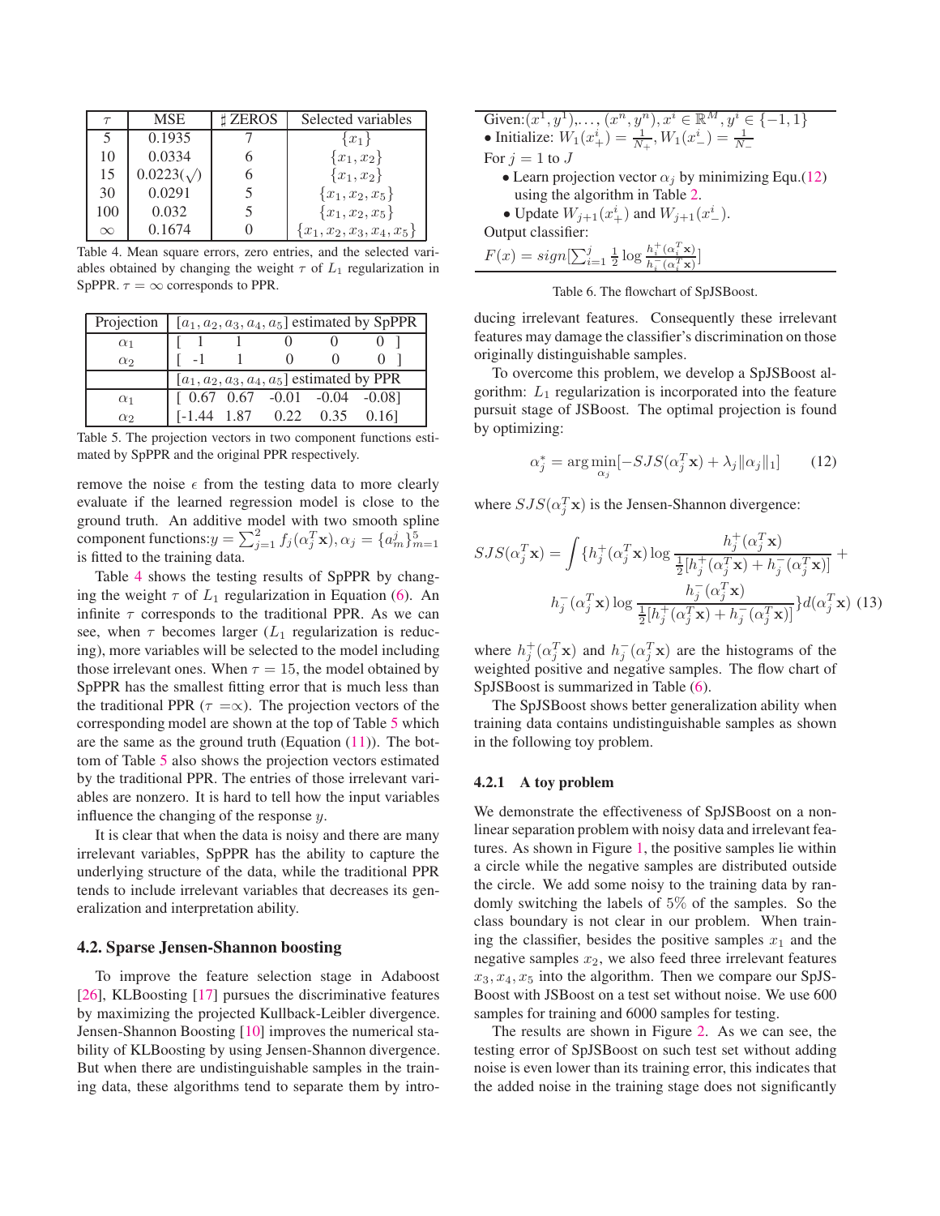| $\tau$ | MSE | ♯ ZEROS | Selected variables |
|---|---|---|---|
| 5 | 0.1935 | 7 | $\{x_1\}$ |
| 10 | 0.0334 | 6 | $\{x_1, x_2\}$ |
| 15 | 0.0223($\surd$) | 6 | $\{x_1, x_2\}$ |
| 30 | 0.0291 | 5 | $\{x_1, x_2, x_5\}$ |
| 100 | 0.032 | 5 | $\{x_1, x_2, x_5\}$ |
| $\infty$ | 0.1674 | 0 | $\{x_1, x_2, x_3, x_4, x_5\}$ |

Table 4. Mean square errors, zero entries, and the selected variables obtained by changing the weight $\tau$ of $L_1$ regularization in SpPPR. $\tau = \infty$ corresponds to PPR.

| Projection | $[a_1, a_2, a_3, a_4, a_5]$ estimated by SpPPR |
|---|---|
| $\alpha_1$ | [ 1 1 0 0 0 ] |
| $\alpha_2$ | [ -1 1 0 0 0 ] |
| | $[a_1, a_2, a_3, a_4, a_5]$ estimated by PPR |
| $\alpha_1$ | [ 0.67 0.67 -0.01 -0.04 -0.08] |
| $\alpha_2$ | [-1.44 1.87 0.22 0.35 0.16] |

Table 5. The projection vectors in two component functions estimated by SpPPR and the original PPR respectively.

remove the noise $\epsilon$ from the testing data to more clearly evaluate if the learned regression model is close to the ground truth. An additive model with two smooth spline component functions:$y = \sum_{j=1}^{2} f_j(\alpha_j^T \mathbf{x}), \alpha_j = \{a_m^j\}_{m=1}^5$ is fitted to the training data.

Table 4 shows the testing results of SpPPR by changing the weight $\tau$ of $L_1$ regularization in Equation (6). An infinite $\tau$ corresponds to the traditional PPR. As we can see, when $\tau$ becomes larger ($L_1$ regularization is reducing), more variables will be selected to the model including those irrelevant ones. When $\tau = 15$, the model obtained by SpPPR has the smallest fitting error that is much less than the traditional PPR ($\tau = \infty$). The projection vectors of the corresponding model are shown at the top of Table 5 which are the same as the ground truth (Equation (11)). The bottom of Table 5 also shows the projection vectors estimated by the traditional PPR. The entries of those irrelevant variables are nonzero. It is hard to tell how the input variables influence the changing of the response $y$.

It is clear that when the data is noisy and there are many irrelevant variables, SpPPR has the ability to capture the underlying structure of the data, while the traditional PPR tends to include irrelevant variables that decreases its generalization and interpretation ability.

## 4.2. Sparse Jensen-Shannon boosting

To improve the feature selection stage in Adaboost [26], KLBoosting [17] pursues the discriminative features by maximizing the projected Kullback-Leibler divergence. Jensen-Shannon Boosting [10] improves the numerical stability of KLBoosting by using Jensen-Shannon divergence. But when there are undistinguishable samples in the training data, these algorithms tend to separate them by introducing irrelevant features. Consequently these irrelevant features may damage the classifier's discrimination on those originally distinguishable samples.

To overcome this problem, we develop a SpJSBoost algorithm: $L_1$ regularization is incorporated into the feature pursuit stage of JSBoost. The optimal projection is found by optimizing:

$$\alpha_j^* = \arg\min_{\alpha_j} [-SJS(\alpha_j^T \mathbf{x}) + \lambda_j \|\alpha_j\|_1] \qquad (12)$$

where $SJS(\alpha_j^T \mathbf{x})$ is the Jensen-Shannon divergence:

$$SJS(\alpha_j^T \mathbf{x}) = \int \{h_j^+(\alpha_j^T \mathbf{x}) \log \frac{h_j^+(\alpha_j^T \mathbf{x})}{\frac{1}{2}[h_j^+(\alpha_j^T \mathbf{x}) + h_j^-(\alpha_j^T \mathbf{x})]} + h_j^-(\alpha_j^T \mathbf{x}) \log \frac{h_j^-(\alpha_j^T \mathbf{x})}{\frac{1}{2}[h_j^+(\alpha_j^T \mathbf{x}) + h_j^-(\alpha_j^T \mathbf{x})]}\} d(\alpha_j^T \mathbf{x}) \qquad (13)$$

where $h_j^+(\alpha_j^T \mathbf{x})$ and $h_j^-(\alpha_j^T \mathbf{x})$ are the histograms of the weighted positive and negative samples. The flow chart of SpJSBoost is summarized in Table (6).

Given:$(x^1, y^1), \ldots, (x^n, y^n), x^i \in \mathbb{R}^M, y^i \in \{-1, 1\}$
- Initialize: $W_1(x_+^i) = \frac{1}{N_+}, W_1(x_-^i) = \frac{1}{N_-}$

For $j = 1$ to $J$
- Learn projection vector $\alpha_j$ by minimizing Equ.(12) using the algorithm in Table 2.
- Update $W_{j+1}(x_+^i)$ and $W_{j+1}(x_-^i)$.

Output classifier:
$F(x) = sign[\sum_{i=1}^{j} \frac{1}{2} \log \frac{h_i^+(\alpha_i^T \mathbf{x})}{h_i^-(\alpha_i^T \mathbf{x})}]$

Table 6. The flowchart of SpJSBoost.

The SpJSBoost shows better generalization ability when training data contains undistinguishable samples as shown in the following toy problem.

### 4.2.1 A toy problem

We demonstrate the effectiveness of SpJSBoost on a nonlinear separation problem with noisy data and irrelevant features. As shown in Figure 1, the positive samples lie within a circle while the negative samples are distributed outside the circle. We add some noisy to the training data by randomly switching the labels of 5% of the samples. So the class boundary is not clear in our problem. When training the classifier, besides the positive samples $x_1$ and the negative samples $x_2$, we also feed three irrelevant features $x_3, x_4, x_5$ into the algorithm. Then we compare our SpJSBoost with JSBoost on a test set without noise. We use 600 samples for training and 6000 samples for testing.

The results are shown in Figure 2. As we can see, the testing error of SpJSBoost on such test set without adding noise is even lower than its training error, this indicates that the added noise in the training stage does not significantly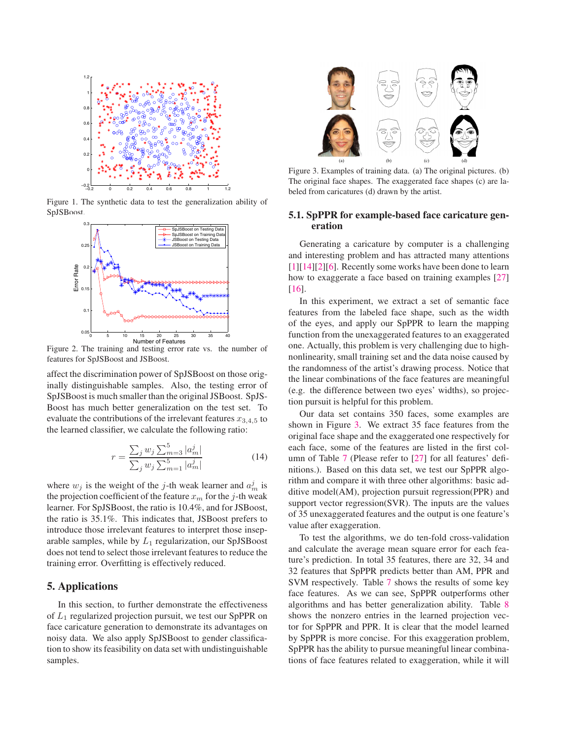Figure 1. The synthetic data to test the generalization ability of SpJSBoost.

Figure 2. The training and testing error rate vs. the number of features for SpJSBoost and JSBoost.

affect the discrimination power of SpJSBoost on those originally distinguishable samples. Also, the testing error of SpJSBoost is much smaller than the original JSBoost. SpJSBoost has much better generalization on the test set. To evaluate the contributions of the irrelevant features $x_{3,4,5}$ to the learned classifier, we calculate the following ratio:

$$r = \frac{\sum_j w_j \sum_{m=3}^{5} |a_m^j|}{\sum_j w_j \sum_{m=1}^{5} |a_m^j|} \tag{14}$$

where $w_j$ is the weight of the $j$-th weak learner and $a_m^j$ is the projection coefficient of the feature $x_m$ for the $j$-th weak learner. For SpJSBoost, the ratio is 10.4%, and for JSBoost, the ratio is 35.1%. This indicates that, JSBoost prefers to introduce those irrelevant features to interpret those inseparable samples, while by $L_1$ regularization, our SpJSBoost does not tend to select those irrelevant features to reduce the training error. Overfitting is effectively reduced.

## 5. Applications

In this section, to further demonstrate the effectiveness of $L_1$ regularized projection pursuit, we test our SpPPR on face caricature generation to demonstrate its advantages on noisy data. We also apply SpJSBoost to gender classification to show its feasibility on data set with undistinguishable samples.

Figure 3. Examples of training data. (a) The original pictures. (b) The original face shapes. The exaggerated face shapes (c) are labeled from caricatures (d) drawn by the artist.

### 5.1. SpPPR for example-based face caricature generation

Generating a caricature by computer is a challenging and interesting problem and has attracted many attentions [1][14][2][6]. Recently some works have been done to learn how to exaggerate a face based on training examples [27] [16].

In this experiment, we extract a set of semantic face features from the labeled face shape, such as the width of the eyes, and apply our SpPPR to learn the mapping function from the unexaggerated features to an exaggerated one. Actually, this problem is very challenging due to high-nonlinearity, small training set and the data noise caused by the randomness of the artist's drawing process. Notice that the linear combinations of the face features are meaningful (e.g. the difference between two eyes' widths), so projection pursuit is helpful for this problem.

Our data set contains 350 faces, some examples are shown in Figure 3. We extract 35 face features from the original face shape and the exaggerated one respectively for each face, some of the features are listed in the first column of Table 7 (Please refer to [27] for all features' definitions.). Based on this data set, we test our SpPPR algorithm and compare it with three other algorithms: basic additive model(AM), projection pursuit regression(PPR) and support vector regression(SVR). The inputs are the values of 35 unexaggerated features and the output is one feature's value after exaggeration.

To test the algorithms, we do ten-fold cross-validation and calculate the average mean square error for each feature's prediction. In total 35 features, there are 32, 34 and 32 features that SpPPR predicts better than AM, PPR and SVM respectively. Table 7 shows the results of some key face features. As we can see, SpPPR outperforms other algorithms and has better generalization ability. Table 8 shows the nonzero entries in the learned projection vector for SpPPR and PPR. It is clear that the model learned by SpPPR is more concise. For this exaggeration problem, SpPPR has the ability to pursue meaningful linear combinations of face features related to exaggeration, while it will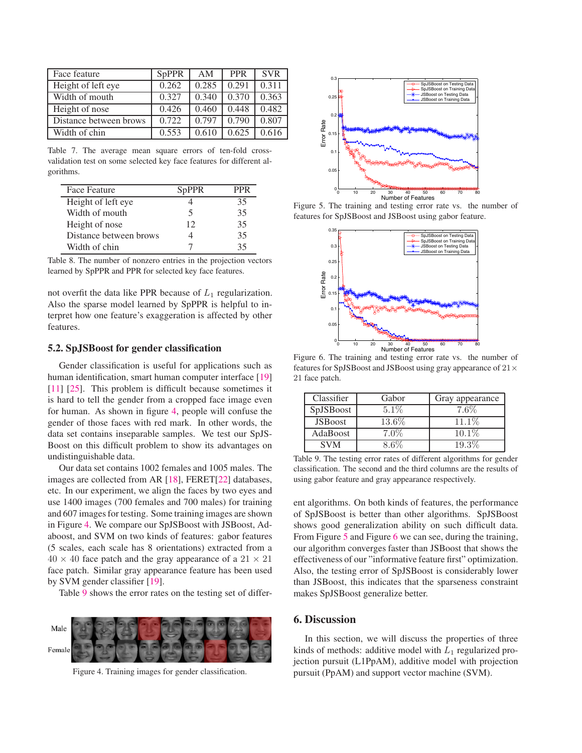| Face feature | SpPPR | AM | PPR | SVR |
|---|---|---|---|---|
| Height of left eye | 0.262 | 0.285 | 0.291 | 0.311 |
| Width of mouth | 0.327 | 0.340 | 0.370 | 0.363 |
| Height of nose | 0.426 | 0.460 | 0.448 | 0.482 |
| Distance between brows | 0.722 | 0.797 | 0.790 | 0.807 |
| Width of chin | 0.553 | 0.610 | 0.625 | 0.616 |

Table 7. The average mean square errors of ten-fold cross-validation test on some selected key face features for different algorithms.

| Face Feature | SpPPR | PPR |
|---|---|---|
| Height of left eye | 4 | 35 |
| Width of mouth | 5 | 35 |
| Height of nose | 12 | 35 |
| Distance between brows | 4 | 35 |
| Width of chin | 7 | 35 |

Table 8. The number of nonzero entries in the projection vectors learned by SpPPR and PPR for selected key face features.

not overfit the data like PPR because of $L_1$ regularization. Also the sparse model learned by SpPPR is helpful to interpret how one feature's exaggeration is affected by other features.

## 5.2. SpJSBoost for gender classification

Gender classification is useful for applications such as human identification, smart human computer interface [19] [11] [25]. This problem is difficult because sometimes it is hard to tell the gender from a cropped face image even for human. As shown in figure 4, people will confuse the gender of those faces with red mark. In other words, the data set contains inseparable samples. We test our SpJSBoost on this difficult problem to show its advantages on undistinguishable data.

Our data set contains 1002 females and 1005 males. The images are collected from AR [18], FERET[22] databases, etc. In our experiment, we align the faces by two eyes and use 1400 images (700 females and 700 males) for training and 607 images for testing. Some training images are shown in Figure 4. We compare our SpJSBoost with JSBoost, Adaboost, and SVM on two kinds of features: gabor features (5 scales, each scale has 8 orientations) extracted from a $40 \times 40$ face patch and the gray appearance of a $21 \times 21$ face patch. Similar gray appearance feature has been used by SVM gender classifier [19].

Table 9 shows the error rates on the testing set of different algorithms. On both kinds of features, the performance of SpJSBoost is better than other algorithms. SpJSBoost shows good generalization ability on such difficult data. From Figure 5 and Figure 6 we can see, during the training, our algorithm converges faster than JSBoost that shows the effectiveness of our "informative feature first" optimization. Also, the testing error of SpJSBoost is considerably lower than JSBoost, this indicates that the sparseness constraint makes SpJSBoost generalize better.

Figure 4. Training images for gender classification.

Figure 5. The training and testing error rate vs. the number of features for SpJSBoost and JSBoost using gabor feature.

Figure 6. The training and testing error rate vs. the number of features for SpJSBoost and JSBoost using gray appearance of $21 \times 21$ face patch.

| Classifier | Gabor | Gray appearance |
|---|---|---|
| SpJSBoost | 5.1% | 7.6% |
| JSBoost | 13.6% | 11.1% |
| AdaBoost | 7.0% | 10.1% |
| SVM | 8.6% | 19.3% |

Table 9. The testing error rates of different algorithms for gender classification. The second and the third columns are the results of using gabor feature and gray appearance respectively.

## 6. Discussion

In this section, we will discuss the properties of three kinds of methods: additive model with $L_1$ regularized projection pursuit (L1PpAM), additive model with projection pursuit (PpAM) and support vector machine (SVM).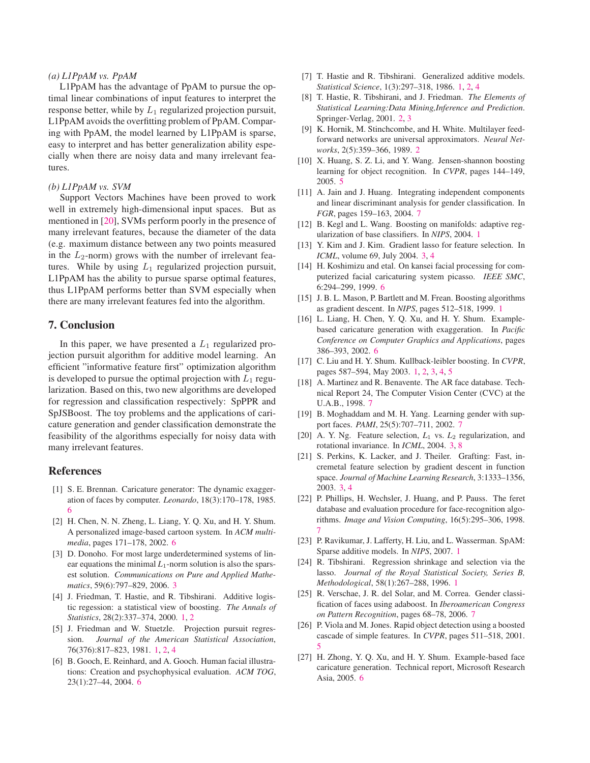*(a) L1PpAM vs. PpAM*

L1PpAM has the advantage of PpAM to pursue the optimal linear combinations of input features to interpret the response better, while by $L_1$ regularized projection pursuit, L1PpAM avoids the overfitting problem of PpAM. Comparing with PpAM, the model learned by L1PpAM is sparse, easy to interpret and has better generalization ability especially when there are noisy data and many irrelevant features.

*(b) L1PpAM vs. SVM*

Support Vectors Machines have been proved to work well in extremely high-dimensional input spaces. But as mentioned in [20], SVMs perform poorly in the presence of many irrelevant features, because the diameter of the data (e.g. maximum distance between any two points measured in the $L_2$-norm) grows with the number of irrelevant features. While by using $L_1$ regularized projection pursuit, L1PpAM has the ability to pursue sparse optimal features, thus L1PpAM performs better than SVM especially when there are many irrelevant features fed into the algorithm.

## 7. Conclusion

In this paper, we have presented a $L_1$ regularized projection pursuit algorithm for additive model learning. An efficient "informative feature first" optimization algorithm is developed to pursue the optimal projection with $L_1$ regularization. Based on this, two new algorithms are developed for regression and classification respectively: SpPPR and SpJSBoost. The toy problems and the applications of caricature generation and gender classification demonstrate the feasibility of the algorithms especially for noisy data with many irrelevant features.

## References

[1] S. E. Brennan. Caricature generator: The dynamic exaggeration of faces by computer. *Leonardo*, 18(3):170–178, 1985. 6

[2] H. Chen, N. N. Zheng, L. Liang, Y. Q. Xu, and H. Y. Shum. A personalized image-based cartoon system. In *ACM multimedia*, pages 171–178, 2002. 6

[3] D. Donoho. For most large underdetermined systems of linear equations the minimal $L_1$-norm solution is also the sparsest solution. *Communications on Pure and Applied Mathematics*, 59(6):797–829, 2006. 3

[4] J. Friedman, T. Hastie, and R. Tibshirani. Additive logistic regession: a statistical view of boosting. *The Annals of Statistics*, 28(2):337–374, 2000. 1, 2

[5] J. Friedman and W. Stuetzle. Projection pursuit regression. *Journal of the American Statistical Association*, 76(376):817–823, 1981. 1, 2, 4

[6] B. Gooch, E. Reinhard, and A. Gooch. Human facial illustrations: Creation and psychophysical evaluation. *ACM TOG*, 23(1):27–44, 2004. 6

[7] T. Hastie and R. Tibshirani. Generalized additive models. *Statistical Science*, 1(3):297–318, 1986. 1, 2, 4

[8] T. Hastie, R. Tibshirani, and J. Friedman. *The Elements of Statistical Learning:Data Mining,Inference and Prediction*. Springer-Verlag, 2001. 2, 3

[9] K. Hornik, M. Stinchcombe, and H. White. Multilayer feedforward networks are universal approximators. *Neural Networks*, 2(5):359–366, 1989. 2

[10] X. Huang, S. Z. Li, and Y. Wang. Jensen-shannon boosting learning for object recognition. In *CVPR*, pages 144–149, 2005. 5

[11] A. Jain and J. Huang. Integrating independent components and linear discriminant analysis for gender classification. In *FGR*, pages 159–163, 2004. 7

[12] B. Kegl and L. Wang. Boosting on manifolds: adaptive regularization of base classifiers. In *NIPS*, 2004. 1

[13] Y. Kim and J. Kim. Gradient lasso for feature selection. In *ICML*, volume 69, July 2004. 3, 4

[14] H. Koshimizu and etal. On kansei facial processing for computerized facial caricaturing system picasso. *IEEE SMC*, 6:294–299, 1999. 6

[15] J. B. L. Mason, P. Bartlett and M. Frean. Boosting algorithms as gradient descent. In *NIPS*, pages 512–518, 1999. 1

[16] L. Liang, H. Chen, Y. Q. Xu, and H. Y. Shum. Example-based caricature generation with exaggeration. In *Pacific Conference on Computer Graphics and Applications*, pages 386–393, 2002. 6

[17] C. Liu and H. Y. Shum. Kullback-leibler boosting. In *CVPR*, pages 587–594, May 2003. 1, 2, 3, 4, 5

[18] A. Martinez and R. Benavente. The AR face database. Technical Report 24, The Computer Vision Center (CVC) at the U.A.B., 1998. 7

[19] B. Moghaddam and M. H. Yang. Learning gender with support faces. *PAMI*, 25(5):707–711, 2002. 7

[20] A. Y. Ng. Feature selection, $L_1$ vs. $L_2$ regularization, and rotational invariance. In *ICML*, 2004. 3, 8

[21] S. Perkins, K. Lacker, and J. Theiler. Grafting: Fast, incremetal feature selection by gradient descent in function space. *Journal of Machine Learning Research*, 3:1333–1356, 2003. 3, 4

[22] P. Phillips, H. Wechsler, J. Huang, and P. Pauss. The feret database and evaluation procedure for face-recognition algorithms. *Image and Vision Computing*, 16(5):295–306, 1998. 7

[23] P. Ravikumar, J. Lafferty, H. Liu, and L. Wasserman. SpAM: Sparse additive models. In *NIPS*, 2007. 1

[24] R. Tibshirani. Regression shrinkage and selection via the lasso. *Journal of the Royal Statistical Society, Series B, Methodological*, 58(1):267–288, 1996. 1

[25] R. Verschae, J. R. del Solar, and M. Correa. Gender classification of faces using adaboost. In *Iberoamerican Congress on Pattern Recognition*, pages 68–78, 2006. 7

[26] P. Viola and M. Jones. Rapid object detection using a boosted cascade of simple features. In *CVPR*, pages 511–518, 2001. 5

[27] H. Zhong, Y. Q. Xu, and H. Y. Shum. Example-based face caricature generation. Technical report, Microsoft Research Asia, 2005. 6